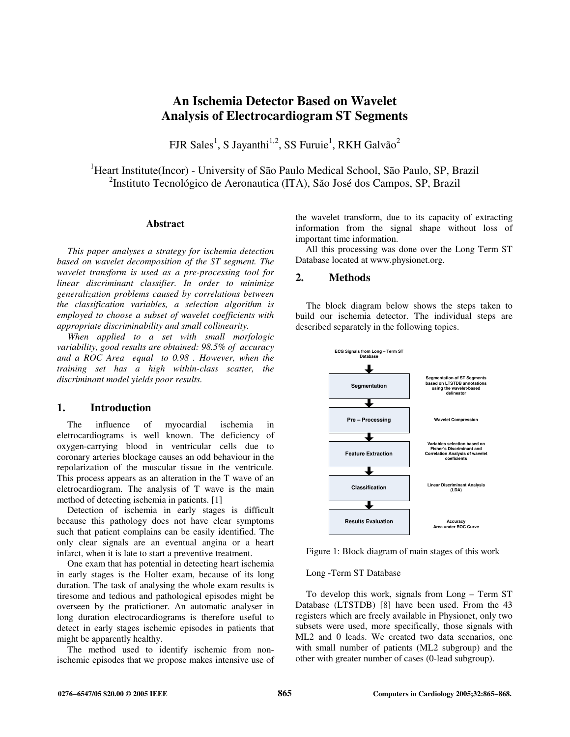# An Ischemia Detector Based on Wavelet Analysis of Electrocardiogram ST Segments

FJR Sales[1], S Jayanthi[1,2], SS Furuie[1], RKH Galvão[2]

[1]Heart Institute(Incor) - University of São Paulo Medical School, São Paulo, SP, Brazil
[2]Instituto Tecnológico de Aeronautica (ITA), São José dos Campos, SP, Brazil

## Abstract

*This paper analyses a strategy for ischemia detection based on wavelet decomposition of the ST segment. The wavelet transform is used as a pre-processing tool for linear discriminant classifier. In order to minimize generalization problems caused by correlations between the classification variables, a selection algorithm is employed to choose a subset of wavelet coefficients with appropriate discriminability and small collinearity.*

*When applied to a set with small morfologic variability, good results are obtained: 98.5% of accuracy and a ROC Area equal to 0.98 . However, when the training set has a high within-class scatter, the discriminant model yields poor results.*

## 1. Introduction

The influence of myocardial ischemia in eletrocardiograms is well known. The deficiency of oxygen-carrying blood in ventricular cells due to coronary arteries blockage causes an odd behaviour in the repolarization of the muscular tissue in the ventricule. This process appears as an alteration in the T wave of an eletrocardiogram. The analysis of T wave is the main method of detecting ischemia in patients. [1]

Detection of ischemia in early stages is difficult because this pathology does not have clear symptoms such that patient complains can be easily identified. The only clear signals are an eventual angina or a heart infarct, when it is late to start a preventive treatment.

One exam that has potential in detecting heart ischemia in early stages is the Holter exam, because of its long duration. The task of analysing the whole exam results is tiresome and tedious and pathological episodes might be overseen by the pratictioner. An automatic analyser in long duration electrocardiograms is therefore useful to detect in early stages ischemic episodes in patients that might be apparently healthy.

The method used to identify ischemic from non-ischemic episodes that we propose makes intensive use of the wavelet transform, due to its capacity of extracting information from the signal shape without loss of important time information.

All this processing was done over the Long Term ST Database located at www.physionet.org.

## 2. Methods

The block diagram below shows the steps taken to build our ischemia detector. The individual steps are described separately in the following topics.

| Step | Description |
|---|---|
| ECG Signals from Long – Term ST Database | |
| Segmentation | Segmentation of ST Segments based on LTSTDB annotations using the wavelet-based delineator |
| Pre – Processing | Wavelet Compression |
| Feature Extraction | Variables selection based on Fisher's Discriminant and Correlation Analysis of wavelet coeficients |
| Classification | Linear Discriminant Analysis (LDA) |
| Results Evaluation | Accuracy Area under ROC Curve |

Figure 1: Block diagram of main stages of this work

Long -Term ST Database

To develop this work, signals from Long – Term ST Database (LTSTDB) [8] have been used. From the 43 registers which are freely available in Physionet, only two subsets were used, more specifically, those signals with ML2 and 0 leads. We created two data scenarios, one with small number of patients (ML2 subgroup) and the other with greater number of cases (0-lead subgroup).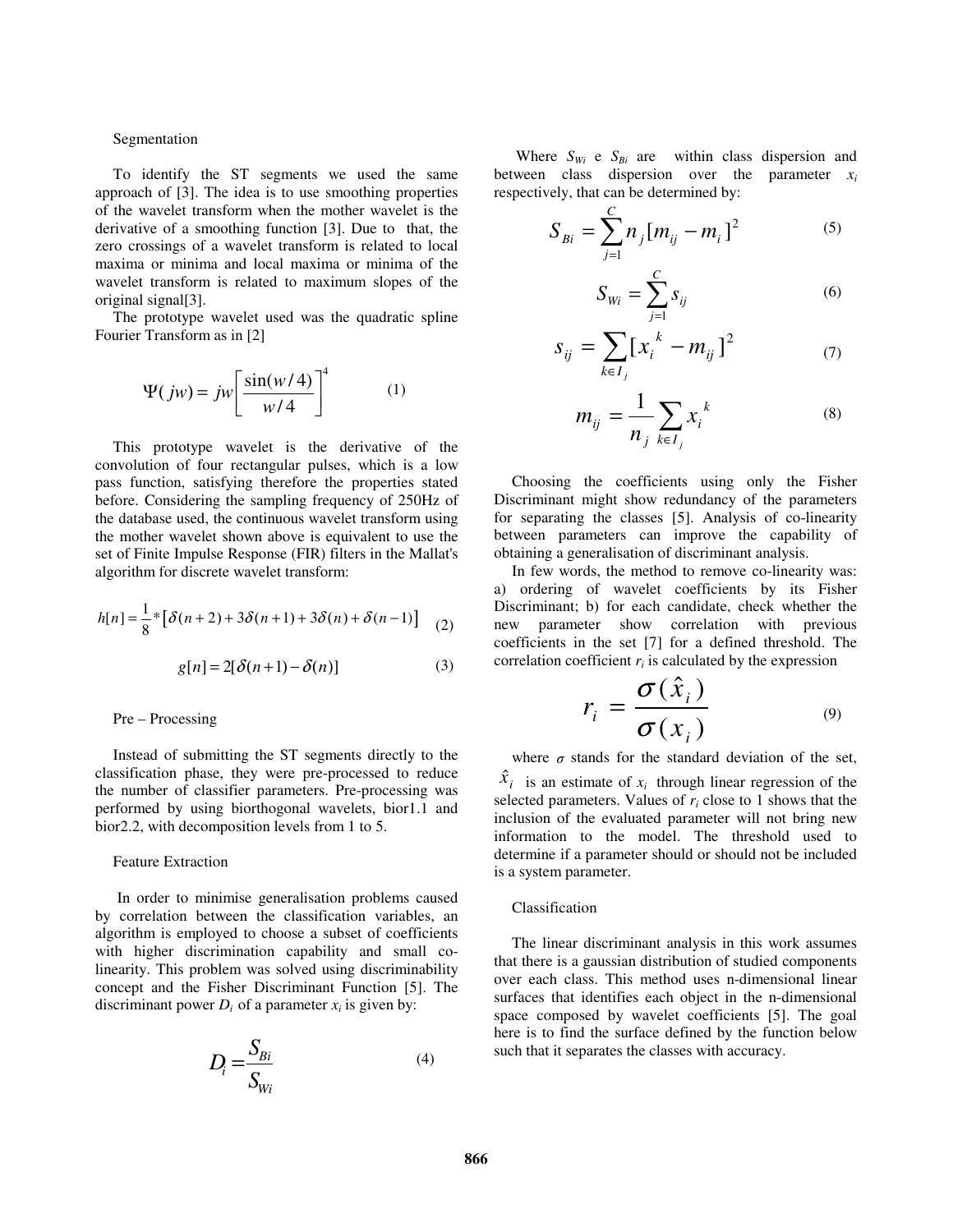### Segmentation

To identify the ST segments we used the same approach of [3]. The idea is to use smoothing properties of the wavelet transform when the mother wavelet is the derivative of a smoothing function [3]. Due to that, the zero crossings of a wavelet transform is related to local maxima or minima and local maxima or minima of the wavelet transform is related to maximum slopes of the original signal[3].

The prototype wavelet used was the quadratic spline Fourier Transform as in [2]

$$\Psi(jw) = jw\left[\frac{\sin(w/4)}{w/4}\right]^4 \tag{1}$$

This prototype wavelet is the derivative of the convolution of four rectangular pulses, which is a low pass function, satisfying therefore the properties stated before. Considering the sampling frequency of 250Hz of the database used, the continuous wavelet transform using the mother wavelet shown above is equivalent to use the set of Finite Impulse Response (FIR) filters in the Mallat's algorithm for discrete wavelet transform:

$$h[n] = \frac{1}{8} * \left[\delta(n+2) + 3\delta(n+1) + 3\delta(n) + \delta(n-1)\right] \tag{2}$$

$$g[n] = 2[\delta(n+1) - \delta(n)] \tag{3}$$

### Pre – Processing

Instead of submitting the ST segments directly to the classification phase, they were pre-processed to reduce the number of classifier parameters. Pre-processing was performed by using biorthogonal wavelets, bior1.1 and bior2.2, with decomposition levels from 1 to 5.

### Feature Extraction

In order to minimise generalisation problems caused by correlation between the classification variables, an algorithm is employed to choose a subset of coefficients with higher discrimination capability and small co-linearity. This problem was solved using discriminability concept and the Fisher Discriminant Function [5]. The discriminant power $D_i$ of a parameter $x_i$ is given by:

$$D_i = \frac{S_{Bi}}{S_{Wi}} \tag{4}$$

Where $S_{Wi}$ e $S_{Bi}$ are within class dispersion and between class dispersion over the parameter $x_i$ respectively, that can be determined by:

$$S_{Bi} = \sum_{j=1}^{C} n_j [m_{ij} - m_i]^2 \tag{5}$$

$$S_{Wi} = \sum_{j=1}^{C} s_{ij} \tag{6}$$

$$s_{ij} = \sum_{k \in I_j} [x_i^{\,k} - m_{ij}]^2 \tag{7}$$

$$m_{ij} = \frac{1}{n_j} \sum_{k \in I_j} x_i^{\,k} \tag{8}$$

Choosing the coefficients using only the Fisher Discriminant might show redundancy of the parameters for separating the classes [5]. Analysis of co-linearity between parameters can improve the capability of obtaining a generalisation of discriminant analysis.

In few words, the method to remove co-linearity was: a) ordering of wavelet coefficients by its Fisher Discriminant; b) for each candidate, check whether the new parameter show correlation with previous coefficients in the set [7] for a defined threshold. The correlation coefficient $r_i$ is calculated by the expression

$$r_i = \frac{\sigma(\hat{x}_i)}{\sigma(x_i)} \tag{9}$$

where $\sigma$ stands for the standard deviation of the set, $\hat{x}_i$ is an estimate of $x_i$ through linear regression of the selected parameters. Values of $r_i$ close to 1 shows that the inclusion of the evaluated parameter will not bring new information to the model. The threshold used to determine if a parameter should or should not be included is a system parameter.

### Classification

The linear discriminant analysis in this work assumes that there is a gaussian distribution of studied components over each class. This method uses n-dimensional linear surfaces that identifies each object in the n-dimensional space composed by wavelet coefficients [5]. The goal here is to find the surface defined by the function below such that it separates the classes with accuracy.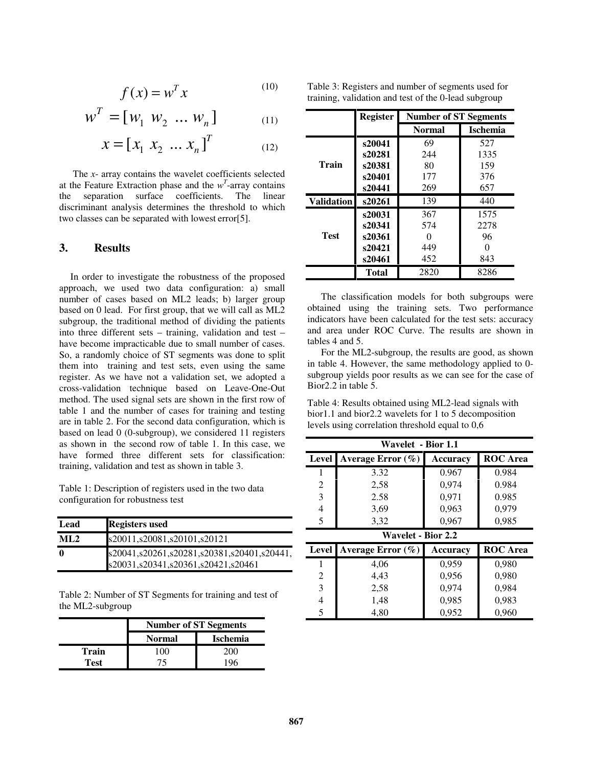$$f(x) = w^T x \tag{10}$$

$$w^T = [w_1 \ w_2 \ ... \ w_n] \tag{11}$$

$$x = [x_1 \ x_2 \ ... \ x_n]^T \tag{12}$$

The *x*- array contains the wavelet coefficients selected at the Feature Extraction phase and the $w^T$-array contains the separation surface coefficients. The linear discriminant analysis determines the threshold to which two classes can be separated with lowest error[5].

## 3. Results

In order to investigate the robustness of the proposed approach, we used two data configuration: a) small number of cases based on ML2 leads; b) larger group based on 0 lead. For first group, that we will call as ML2 subgroup, the traditional method of dividing the patients into three different sets – training, validation and test – have become impracticable due to small number of cases. So, a randomly choice of ST segments was done to split them into training and test sets, even using the same register. As we have not a validation set, we adopted a cross-validation technique based on Leave-One-Out method. The used signal sets are shown in the first row of table 1 and the number of cases for training and testing are in table 2. For the second data configuration, which is based on lead 0 (0-subgroup), we considered 11 registers as shown in the second row of table 1. In this case, we have formed three different sets for classification: training, validation and test as shown in table 3.

Table 1: Description of registers used in the two data configuration for robustness test

| Lead | Registers used |
|---|---|
| ML2 | s20011,s20081,s20101,s20121 |
| 0 | s20041,s20261,s20281,s20381,s20401,s20441, s20031,s20341,s20361,s20421,s20461 |

Table 2: Number of ST Segments for training and test of the ML2-subgroup

| | Number of ST Segments | |
|---|---|---|
| | Normal | Ischemia |
| Train | 100 | 200 |
| Test | 75 | 196 |

Table 3: Registers and number of segments used for training, validation and test of the 0-lead subgroup

| | Register | Number of ST Segments | |
|---|---|---|---|
| | | Normal | Ischemia |
| Train | s20041 | 69 | 527 |
| | s20281 | 244 | 1335 |
| | s20381 | 80 | 159 |
| | s20401 | 177 | 376 |
| | s20441 | 269 | 657 |
| Validation | s20261 | 139 | 440 |
| Test | s20031 | 367 | 1575 |
| | s20341 | 574 | 2278 |
| | s20361 | 0 | 96 |
| | s20421 | 449 | 0 |
| | s20461 | 452 | 843 |
| | Total | 2820 | 8286 |

The classification models for both subgroups were obtained using the training sets. Two performance indicators have been calculated for the test sets: accuracy and area under ROC Curve. The results are shown in tables 4 and 5.

For the ML2-subgroup, the results are good, as shown in table 4. However, the same methodology applied to 0-subgroup yields poor results as we can see for the case of Bior2.2 in table 5.

Table 4: Results obtained using ML2-lead signals with bior1.1 and bior2.2 wavelets for 1 to 5 decomposition levels using correlation threshold equal to 0,6

| Wavelet - Bior 1.1 | | | |
|---|---|---|---|
| Level | Average Error (%) | Accuracy | ROC Area |
| 1 | 3.32 | 0.967 | 0.984 |
| 2 | 2,58 | 0,974 | 0.984 |
| 3 | 2.58 | 0,971 | 0.985 |
| 4 | 3,69 | 0,963 | 0,979 |
| 5 | 3,32 | 0,967 | 0,985 |
| **Wavelet - Bior 2.2** | | | |
| Level | Average Error (%) | Accuracy | ROC Area |
| 1 | 4,06 | 0,959 | 0,980 |
| 2 | 4,43 | 0,956 | 0,980 |
| 3 | 2,58 | 0,974 | 0,984 |
| 4 | 1,48 | 0,985 | 0,983 |
| 5 | 4,80 | 0,952 | 0,960 |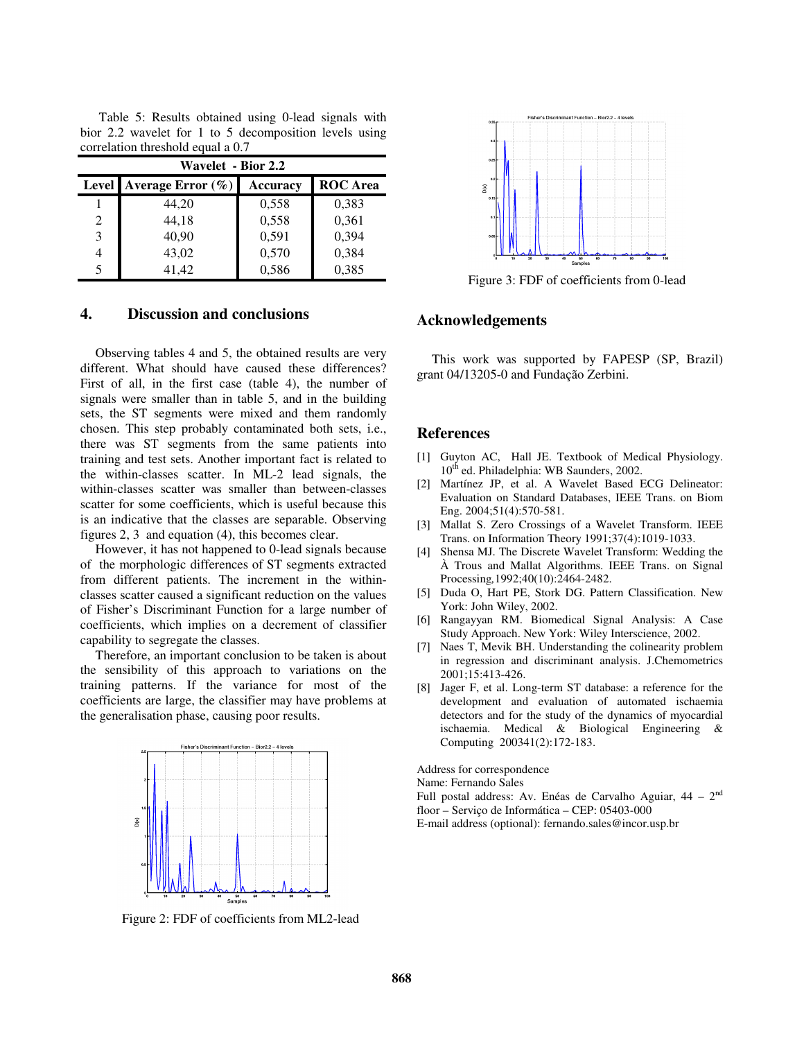Table 5: Results obtained using 0-lead signals with bior 2.2 wavelet for 1 to 5 decomposition levels using correlation threshold equal a 0.7

| Wavelet - Bior 2.2 | | | |
|---|---|---|---|
| Level | Average Error (%) | Accuracy | ROC Area |
| 1 | 44,20 | 0,558 | 0,383 |
| 2 | 44,18 | 0,558 | 0,361 |
| 3 | 40,90 | 0,591 | 0,394 |
| 4 | 43,02 | 0,570 | 0,384 |
| 5 | 41,42 | 0,586 | 0,385 |

## 4. Discussion and conclusions

Observing tables 4 and 5, the obtained results are very different. What should have caused these differences? First of all, in the first case (table 4), the number of signals were smaller than in table 5, and in the building sets, the ST segments were mixed and them randomly chosen. This step probably contaminated both sets, i.e., there was ST segments from the same patients into training and test sets. Another important fact is related to the within-classes scatter. In ML-2 lead signals, the within-classes scatter was smaller than between-classes scatter for some coefficients, which is useful because this is an indicative that the classes are separable. Observing figures 2, 3 and equation (4), this becomes clear.

However, it has not happened to 0-lead signals because of the morphologic differences of ST segments extracted from different patients. The increment in the within-classes scatter caused a significant reduction on the values of Fisher's Discriminant Function for a large number of coefficients, which implies on a decrement of classifier capability to segregate the classes.

Therefore, an important conclusion to be taken is about the sensibility of this approach to variations on the training patterns. If the variance for most of the coefficients are large, the classifier may have problems at the generalisation phase, causing poor results.

Fisher's Discriminant Function – Bior2.2 – 4 levels

D(x)

Samples

Figure 2: FDF of coefficients from ML2-lead

Fisher's Discriminant Function – Bior2.2 – 4 levels

D(x)

Samples

Figure 3: FDF of coefficients from 0-lead

## Acknowledgements

This work was supported by FAPESP (SP, Brazil) grant 04/13205-0 and Fundação Zerbini.

## References

[1] Guyton AC, Hall JE. Textbook of Medical Physiology. 10th ed. Philadelphia: WB Saunders, 2002.

[2] Martínez JP, et al. A Wavelet Based ECG Delineator: Evaluation on Standard Databases, IEEE Trans. on Biom Eng. 2004;51(4):570-581.

[3] Mallat S. Zero Crossings of a Wavelet Transform. IEEE Trans. on Information Theory 1991;37(4):1019-1033.

[4] Shensa MJ. The Discrete Wavelet Transform: Wedding the À Trous and Mallat Algorithms. IEEE Trans. on Signal Processing,1992;40(10):2464-2482.

[5] Duda O, Hart PE, Stork DG. Pattern Classification. New York: John Wiley, 2002.

[6] Rangayyan RM. Biomedical Signal Analysis: A Case Study Approach. New York: Wiley Interscience, 2002.

[7] Naes T, Mevik BH. Understanding the colinearity problem in regression and discriminant analysis. J.Chemometrics 2001;15:413-426.

[8] Jager F, et al. Long-term ST database: a reference for the development and evaluation of automated ischaemia detectors and for the study of the dynamics of myocardial ischaemia. Medical & Biological Engineering & Computing 200341(2):172-183.

Address for correspondence
Name: Fernando Sales
Full postal address: Av. Enéas de Carvalho Aguiar, 44 – 2nd floor – Serviço de Informática – CEP: 05403-000
E-mail address (optional): fernando.sales@incor.usp.br